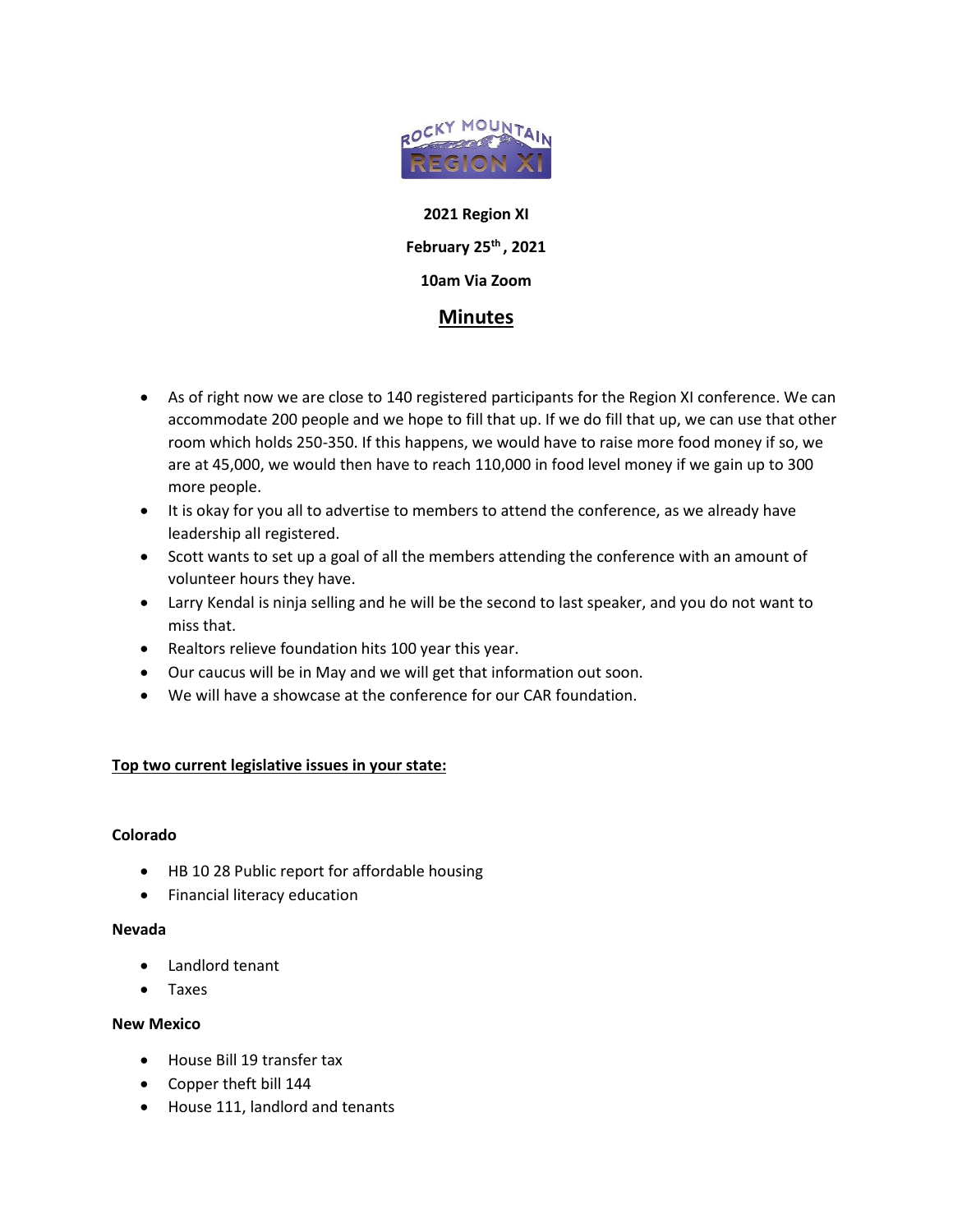**2021 Region XI**

**February 25th, 2021**

**10am Via Zoom**

# Minutes

- As of right now we are close to 140 registered participants for the Region XI conference. We can accommodate 200 people and we hope to fill that up. If we do fill that up, we can use that other room which holds 250-350. If this happens, we would have to raise more food money if so, we are at 45,000, we would then have to reach 110,000 in food level money if we gain up to 300 more people.
- It is okay for you all to advertise to members to attend the conference, as we already have leadership all registered.
- Scott wants to set up a goal of all the members attending the conference with an amount of volunteer hours they have.
- Larry Kendal is ninja selling and he will be the second to last speaker, and you do not want to miss that.
- Realtors relieve foundation hits 100 year this year.
- Our caucus will be in May and we will get that information out soon.
- We will have a showcase at the conference for our CAR foundation.

## Top two current legislative issues in your state:

**Colorado**

- HB 10 28 Public report for affordable housing
- Financial literacy education

**Nevada**

- Landlord tenant
- Taxes

**New Mexico**

- House Bill 19 transfer tax
- Copper theft bill 144
- House 111, landlord and tenants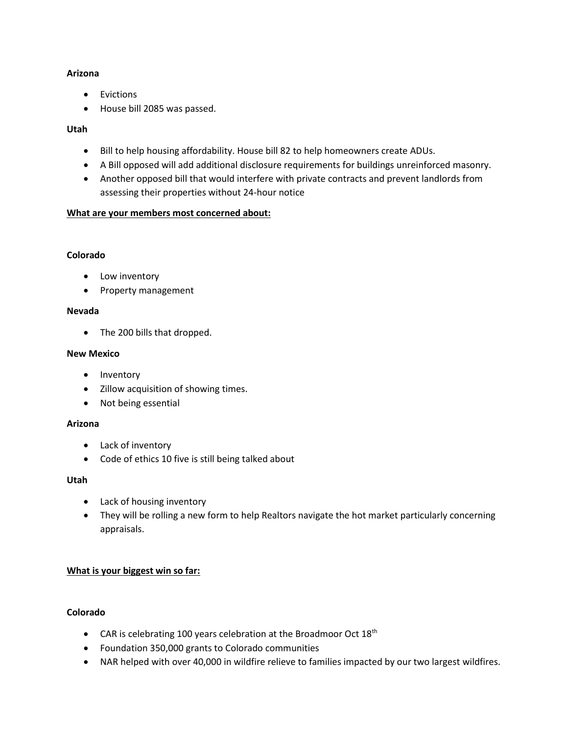**Arizona**

- Evictions
- House bill 2085 was passed.

**Utah**

- Bill to help housing affordability. House bill 82 to help homeowners create ADUs.
- A Bill opposed will add additional disclosure requirements for buildings unreinforced masonry.
- Another opposed bill that would interfere with private contracts and prevent landlords from assessing their properties without 24-hour notice

**<u>What are your members most concerned about:</u>**

**Colorado**

- Low inventory
- Property management

**Nevada**

- The 200 bills that dropped.

**New Mexico**

- Inventory
- Zillow acquisition of showing times.
- Not being essential

**Arizona**

- Lack of inventory
- Code of ethics 10 five is still being talked about

**Utah**

- Lack of housing inventory
- They will be rolling a new form to help Realtors navigate the hot market particularly concerning appraisals.

**<u>What is your biggest win so far:</u>**

**Colorado**

- CAR is celebrating 100 years celebration at the Broadmoor Oct 18th
- Foundation 350,000 grants to Colorado communities
- NAR helped with over 40,000 in wildfire relieve to families impacted by our two largest wildfires.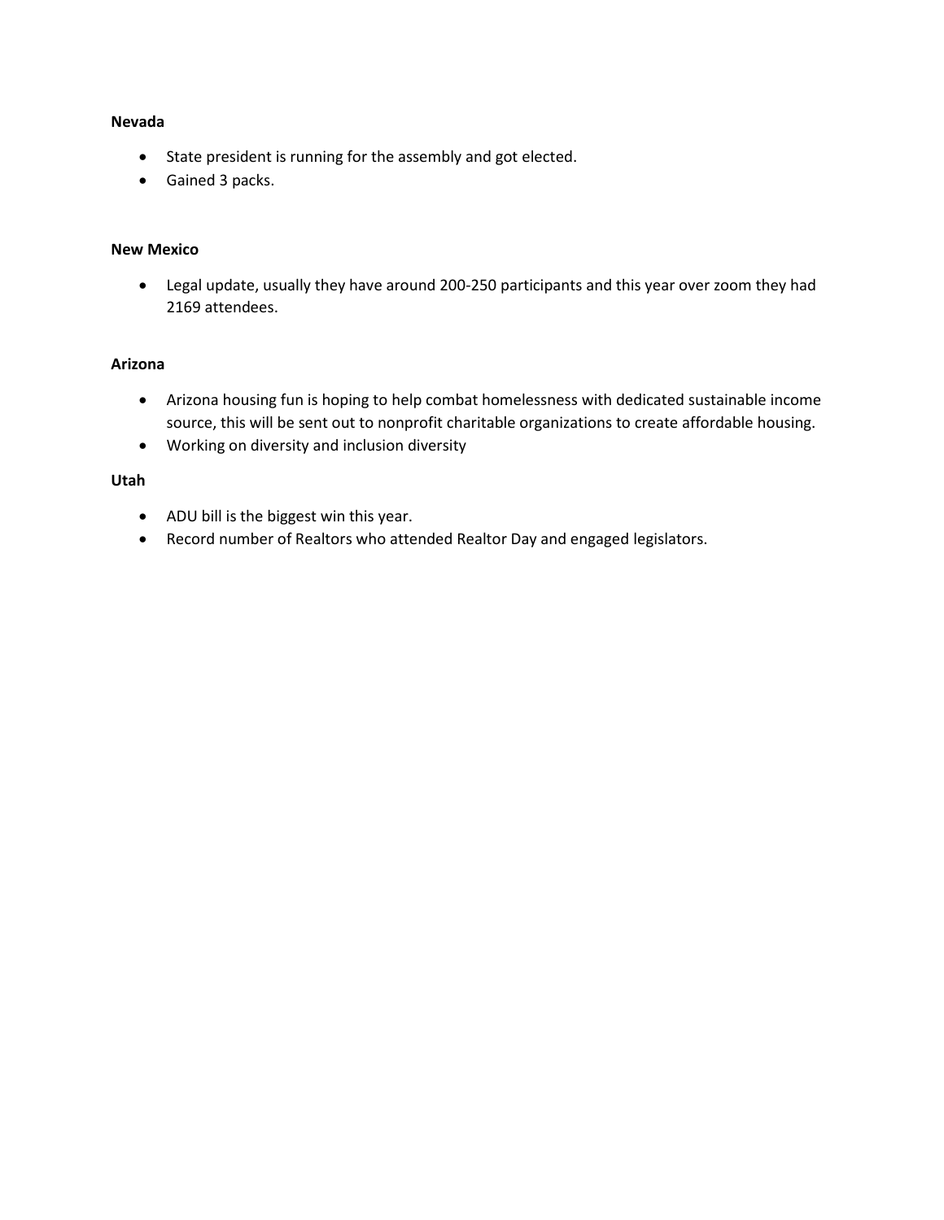**Nevada**

- State president is running for the assembly and got elected.
- Gained 3 packs.

**New Mexico**

- Legal update, usually they have around 200-250 participants and this year over zoom they had 2169 attendees.

**Arizona**

- Arizona housing fun is hoping to help combat homelessness with dedicated sustainable income source, this will be sent out to nonprofit charitable organizations to create affordable housing.
- Working on diversity and inclusion diversity

**Utah**

- ADU bill is the biggest win this year.
- Record number of Realtors who attended Realtor Day and engaged legislators.